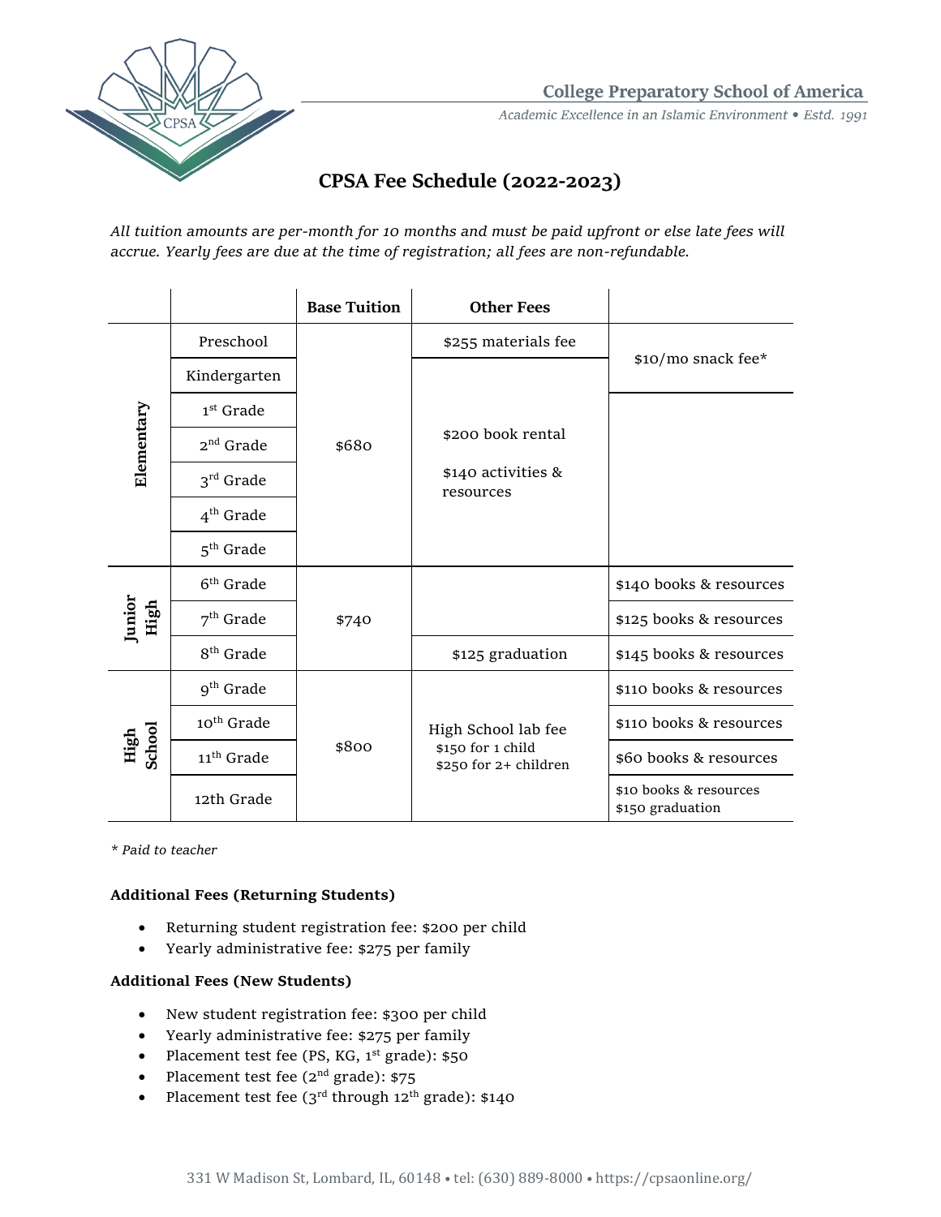College Preparatory School of America

*Academic Excellence in an Islamic Environment • Estd. 1991*

# CPSA Fee Schedule (2022-2023)

*All tuition amounts are per-month for 10 months and must be paid upfront or else late fees will accrue. Yearly fees are due at the time of registration; all fees are non-refundable.*

| | | Base Tuition | Other Fees | |
|---|---|---|---|---|
| Elementary | Preschool | $680 | $255 materials fee | $10/mo snack fee* |
| | Kindergarten | | $200 book rental<br>$140 activities & resources | |
| | 1st Grade | | | |
| | 2nd Grade | | | |
| | 3rd Grade | | | |
| | 4th Grade | | | |
| | 5th Grade | | | |
| Junior High | 6th Grade | $740 | | $140 books & resources |
| | 7th Grade | | | $125 books & resources |
| | 8th Grade | | $125 graduation | $145 books & resources |
| High School | 9th Grade | $800 | High School lab fee<br>$150 for 1 child<br>$250 for 2+ children | $110 books & resources |
| | 10th Grade | | | $110 books & resources |
| | 11th Grade | | | $60 books & resources |
| | 12th Grade | | | $10 books & resources<br>$150 graduation |

*\* Paid to teacher*

**Additional Fees (Returning Students)**

- Returning student registration fee: $200 per child
- Yearly administrative fee: $275 per family

**Additional Fees (New Students)**

- New student registration fee: $300 per child
- Yearly administrative fee: $275 per family
- Placement test fee (PS, KG, 1st grade): $50
- Placement test fee (2nd grade): $75
- Placement test fee (3rd through 12th grade): $140

331 W Madison St, Lombard, IL, 60148 • tel: (630) 889-8000 • https://cpsaonline.org/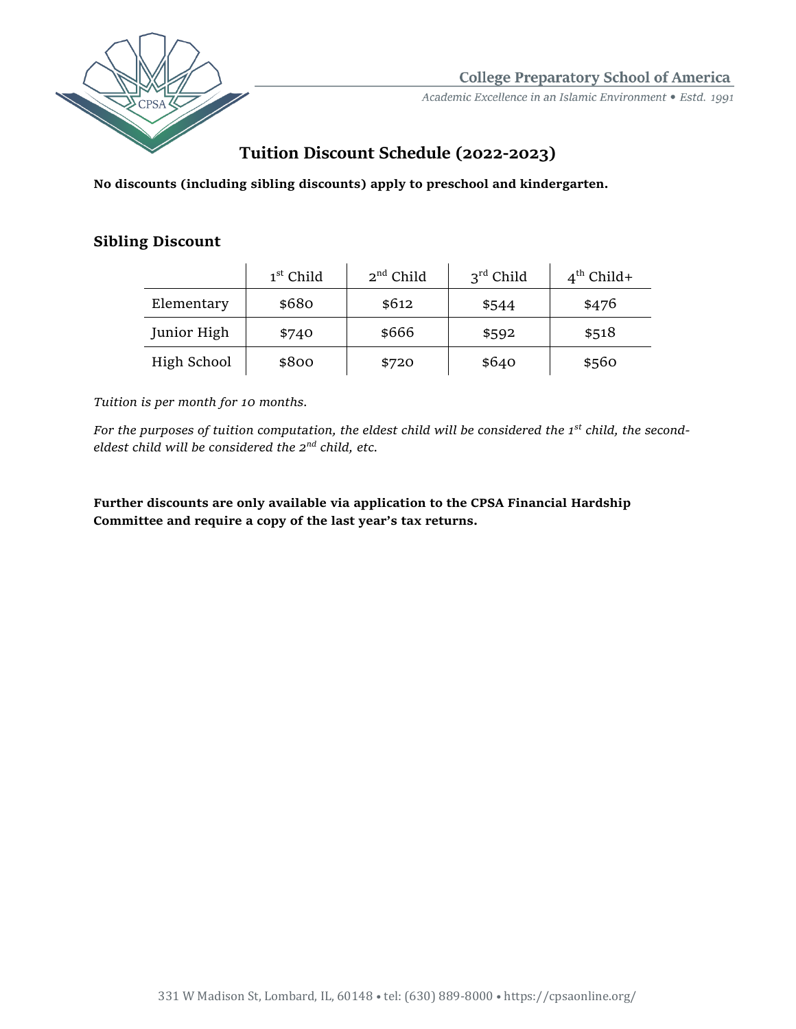College Preparatory School of America

*Academic Excellence in an Islamic Environment • Estd. 1991*

# Tuition Discount Schedule (2022-2023)

**No discounts (including sibling discounts) apply to preschool and kindergarten.**

## Sibling Discount

| | 1st Child | 2nd Child | 3rd Child | 4th Child+ |
|---|---|---|---|---|
| Elementary | $680 | $612 | $544 | $476 |
| Junior High | $740 | $666 | $592 | $518 |
| High School | $800 | $720 | $640 | $560 |

*Tuition is per month for 10 months.*

*For the purposes of tuition computation, the eldest child will be considered the 1st child, the second-eldest child will be considered the 2nd child, etc.*

**Further discounts are only available via application to the CPSA Financial Hardship Committee and require a copy of the last year's tax returns.**

331 W Madison St, Lombard, IL, 60148 • tel: (630) 889-8000 • https://cpsaonline.org/